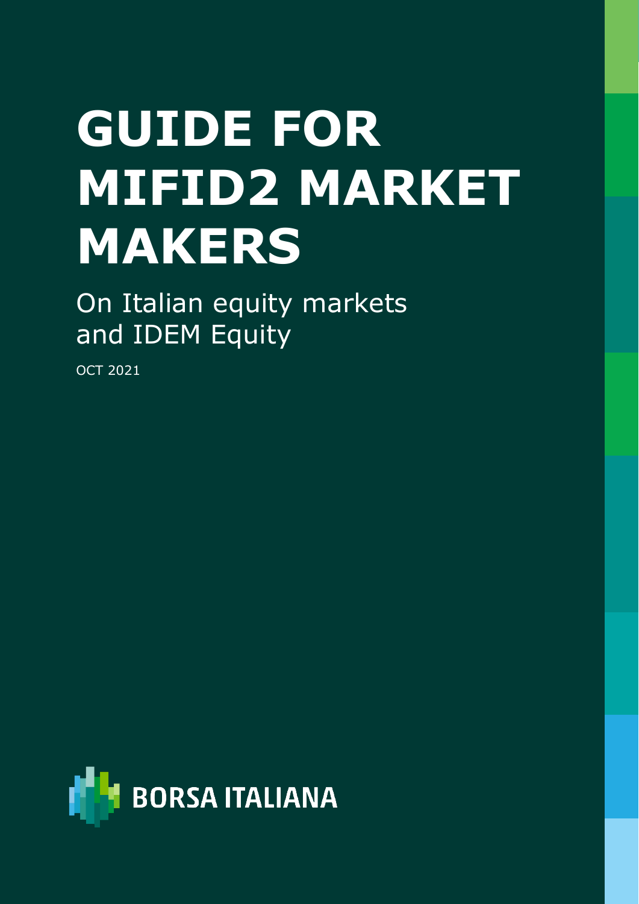# GUIDE FOR MIFID2 MARKET MAKERS

On Italian equity markets and IDEM Equity

OCT 2021

BORSA ITALIANA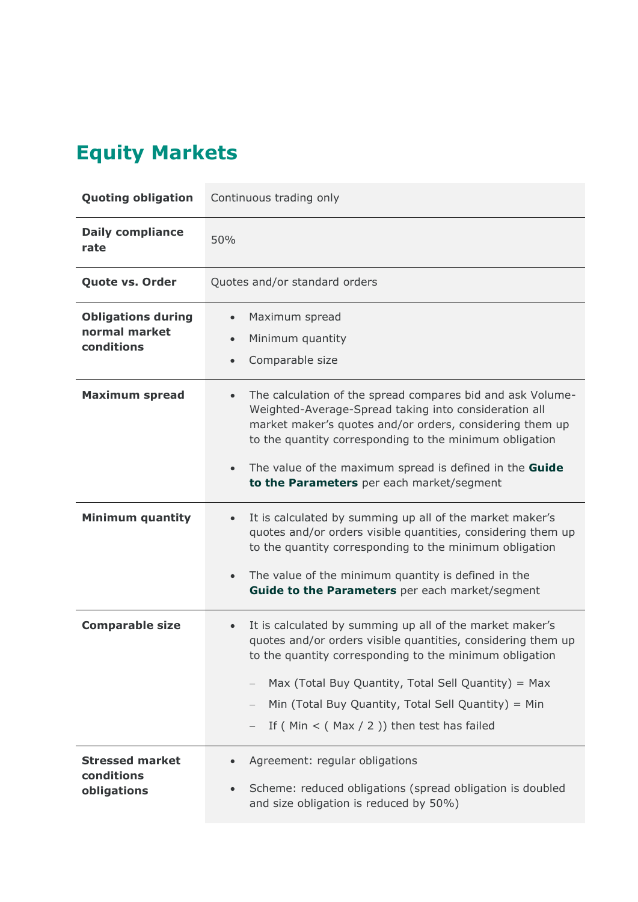# Equity Markets

| | |
|---|---|
| **Quoting obligation** | Continuous trading only |
| **Daily compliance rate** | 50% |
| **Quote vs. Order** | Quotes and/or standard orders |
| **Obligations during normal market conditions** | • Maximum spread<br>• Minimum quantity<br>• Comparable size |
| **Maximum spread** | • The calculation of the spread compares bid and ask Volume-Weighted-Average-Spread taking into consideration all market maker's quotes and/or orders, considering them up to the quantity corresponding to the minimum obligation<br>• The value of the maximum spread is defined in the **Guide to the Parameters** per each market/segment |
| **Minimum quantity** | • It is calculated by summing up all of the market maker's quotes and/or orders visible quantities, considering them up to the quantity corresponding to the minimum obligation<br>• The value of the minimum quantity is defined in the **Guide to the Parameters** per each market/segment |
| **Comparable size** | • It is calculated by summing up all of the market maker's quotes and/or orders visible quantities, considering them up to the quantity corresponding to the minimum obligation<br>– Max (Total Buy Quantity, Total Sell Quantity) = Max<br>– Min (Total Buy Quantity, Total Sell Quantity) = Min<br>– If ( Min < ( Max / 2 )) then test has failed |
| **Stressed market conditions obligations** | • Agreement: regular obligations<br>• Scheme: reduced obligations (spread obligation is doubled and size obligation is reduced by 50%) |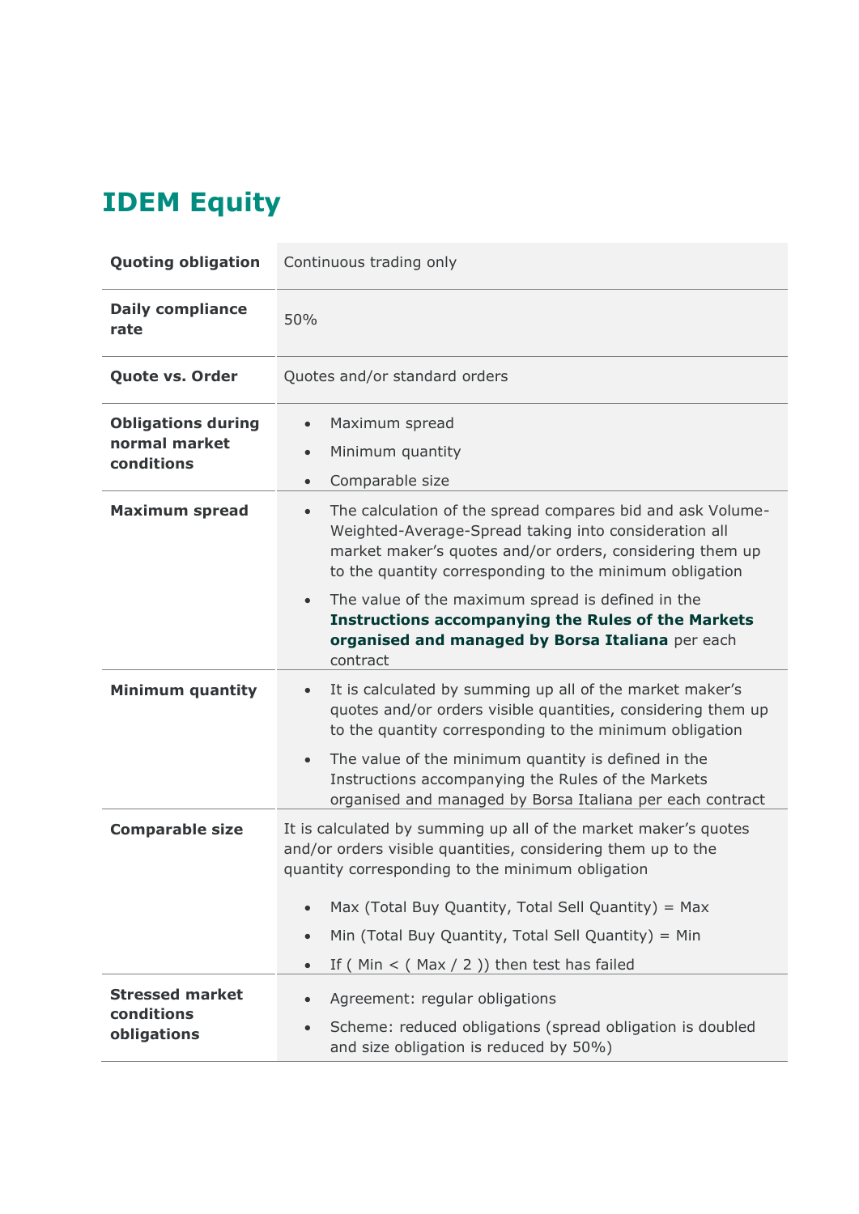# IDEM Equity

| | |
|---|---|
| **Quoting obligation** | Continuous trading only |
| **Daily compliance rate** | 50% |
| **Quote vs. Order** | Quotes and/or standard orders |
| **Obligations during normal market conditions** | • Maximum spread<br>• Minimum quantity<br>• Comparable size |
| **Maximum spread** | • The calculation of the spread compares bid and ask Volume-Weighted-Average-Spread taking into consideration all market maker's quotes and/or orders, considering them up to the quantity corresponding to the minimum obligation<br>• The value of the maximum spread is defined in the **Instructions accompanying the Rules of the Markets organised and managed by Borsa Italiana** per each contract |
| **Minimum quantity** | • It is calculated by summing up all of the market maker's quotes and/or orders visible quantities, considering them up to the quantity corresponding to the minimum obligation<br>• The value of the minimum quantity is defined in the Instructions accompanying the Rules of the Markets organised and managed by Borsa Italiana per each contract |
| **Comparable size** | It is calculated by summing up all of the market maker's quotes and/or orders visible quantities, considering them up to the quantity corresponding to the minimum obligation<br>• Max (Total Buy Quantity, Total Sell Quantity) = Max<br>• Min (Total Buy Quantity, Total Sell Quantity) = Min<br>• If ( Min < ( Max / 2 )) then test has failed |
| **Stressed market conditions obligations** | • Agreement: regular obligations<br>• Scheme: reduced obligations (spread obligation is doubled and size obligation is reduced by 50%) |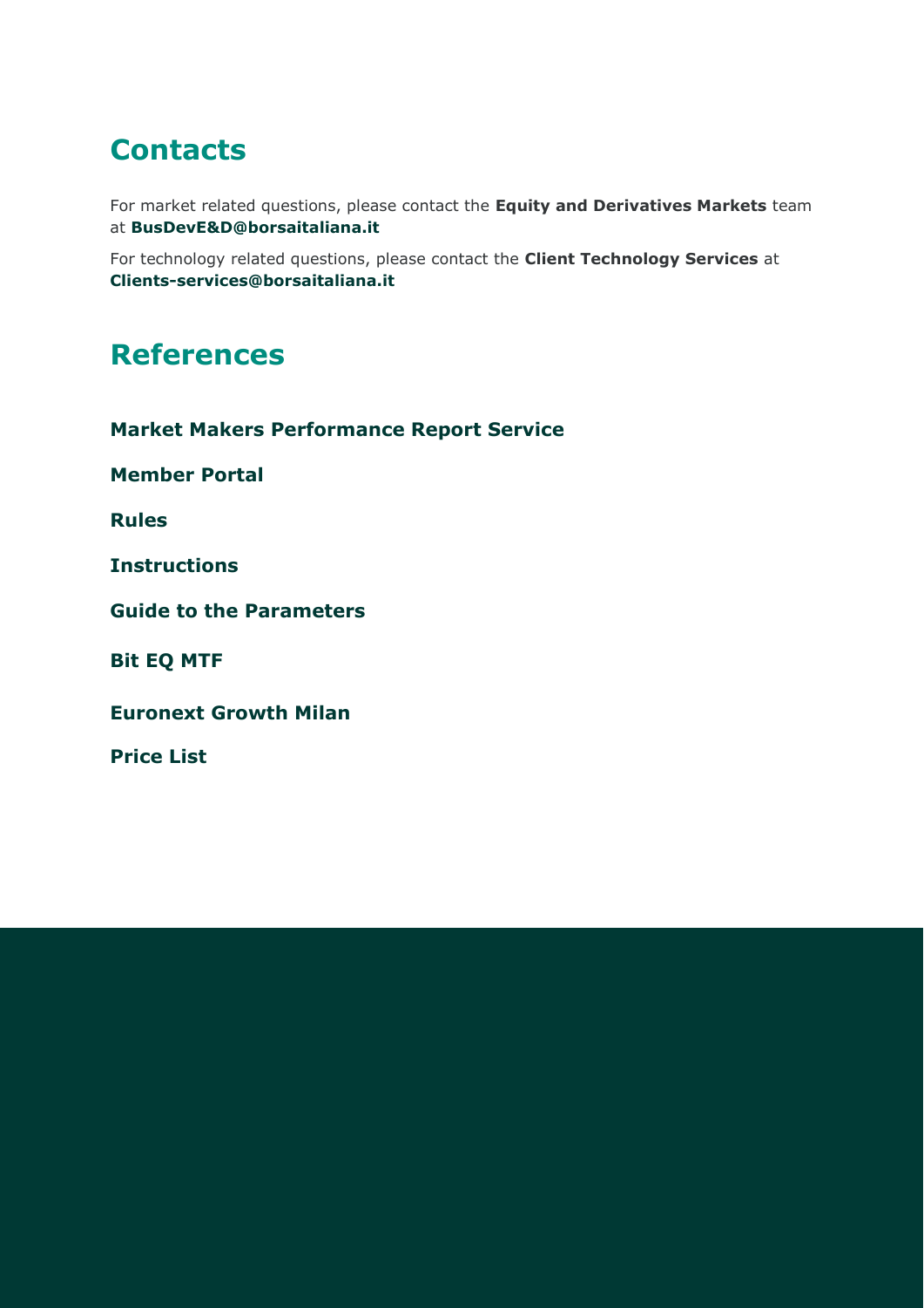## Contacts

For market related questions, please contact the **Equity and Derivatives Markets** team at **BusDevE&D@borsaitaliana.it**

For technology related questions, please contact the **Client Technology Services** at **Clients-services@borsaitaliana.it**

## References

**Market Makers Performance Report Service**

**Member Portal**

**Rules**

**Instructions**

**Guide to the Parameters**

**Bit EQ MTF**

**Euronext Growth Milan**

**Price List**